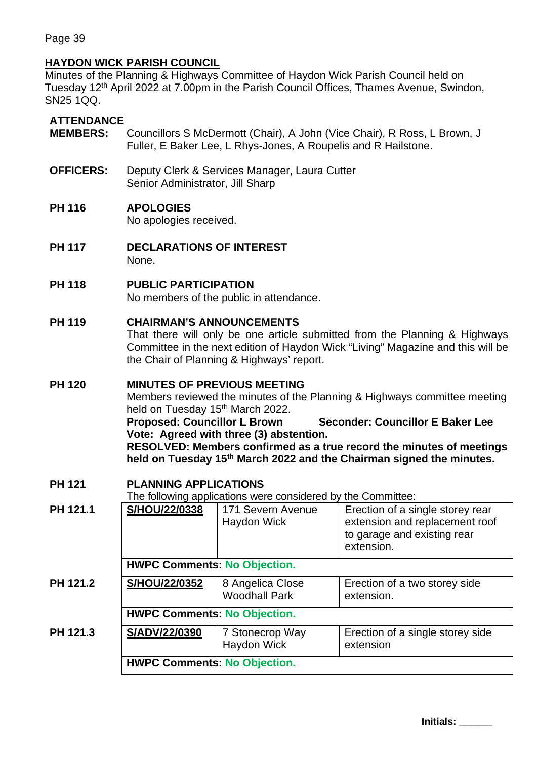## HAYDON WICK PARISH COUNCIL

Minutes of the Planning & Highways Committee of Haydon Wick Parish Council held on Tuesday 12th April 2022 at 7.00pm in the Parish Council Offices, Thames Avenue, Swindon, SN25 1QQ.

**ATTENDANCE**

**MEMBERS:** Councillors S McDermott (Chair), A John (Vice Chair), R Ross, L Brown, J Fuller, E Baker Lee, L Rhys-Jones, A Roupelis and R Hailstone.

**OFFICERS:** Deputy Clerk & Services Manager, Laura Cutter
Senior Administrator, Jill Sharp

**PH 116 APOLOGIES**
No apologies received.

**PH 117 DECLARATIONS OF INTEREST**
None.

**PH 118 PUBLIC PARTICIPATION**
No members of the public in attendance.

**PH 119 CHAIRMAN'S ANNOUNCEMENTS**
That there will only be one article submitted from the Planning & Highways Committee in the next edition of Haydon Wick "Living" Magazine and this will be the Chair of Planning & Highways' report.

**PH 120 MINUTES OF PREVIOUS MEETING**
Members reviewed the minutes of the Planning & Highways committee meeting held on Tuesday 15th March 2022.
**Proposed: Councillor L Brown Seconder: Councillor E Baker Lee**
**Vote: Agreed with three (3) abstention.**
**RESOLVED: Members confirmed as a true record the minutes of meetings held on Tuesday 15th March 2022 and the Chairman signed the minutes.**

**PH 121 PLANNING APPLICATIONS**
The following applications were considered by the Committee:

| | | | |
|---|---|---|---|
| **PH 121.1** | **S/HOU/22/0338** | 171 Severn Avenue Haydon Wick | Erection of a single storey rear extension and replacement roof to garage and existing rear extension. |
| | **HWPC Comments: No Objection.** | | |
| **PH 121.2** | **S/HOU/22/0352** | 8 Angelica Close Woodhall Park | Erection of a two storey side extension. |
| | **HWPC Comments: No Objection.** | | |
| **PH 121.3** | **S/ADV/22/0390** | 7 Stonecrop Way Haydon Wick | Erection of a single storey side extension |
| | **HWPC Comments: No Objection.** | | |

**Initials: ______**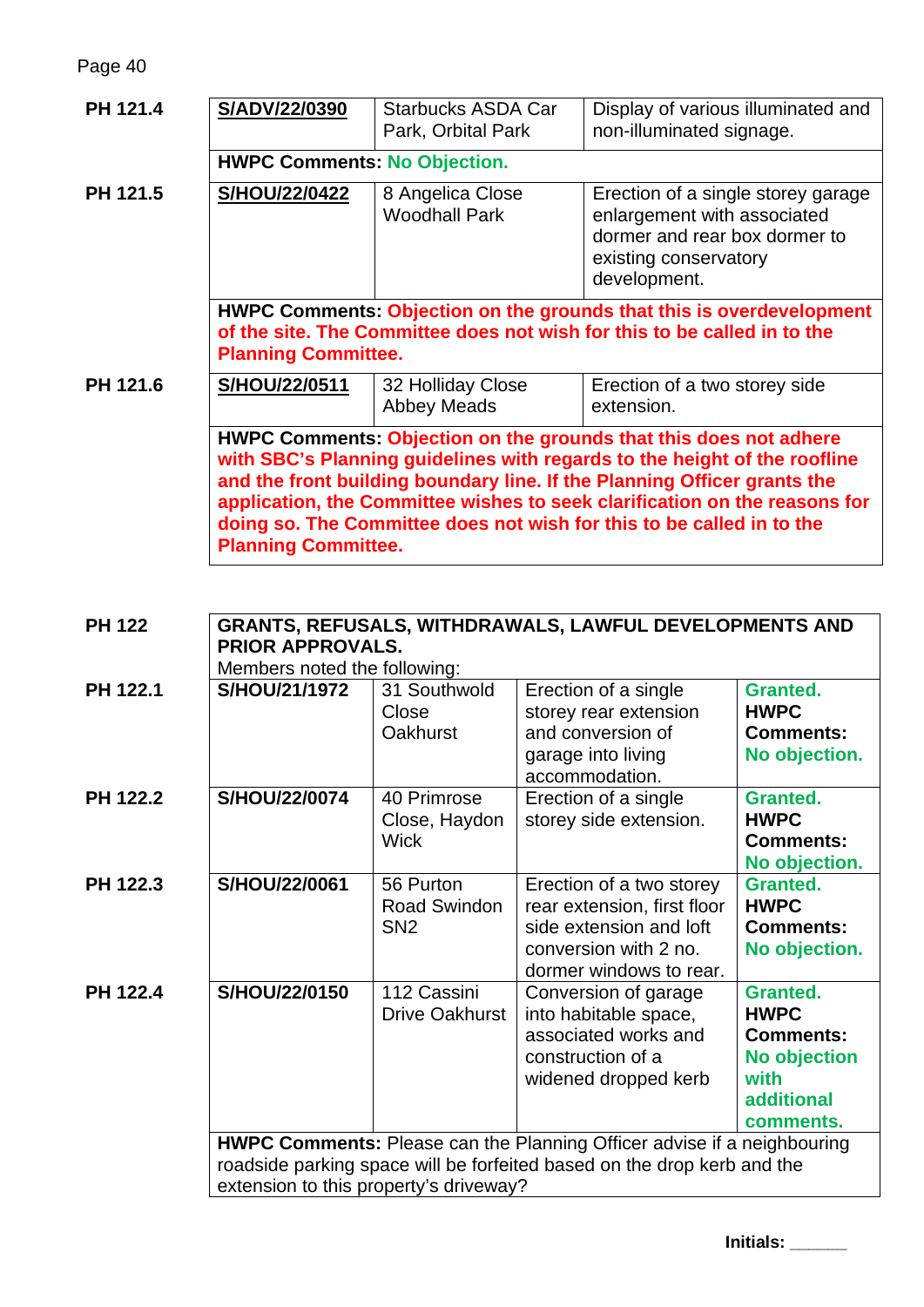| | | | |
|---|---|---|---|
| **PH 121.4** | **S/ADV/22/0390** | Starbucks ASDA Car Park, Orbital Park | Display of various illuminated and non-illuminated signage. |
| | **HWPC Comments: No Objection.** | | |
| **PH 121.5** | **S/HOU/22/0422** | 8 Angelica Close Woodhall Park | Erection of a single storey garage enlargement with associated dormer and rear box dormer to existing conservatory development. |
| | **HWPC Comments: Objection on the grounds that this is overdevelopment of the site. The Committee does not wish for this to be called in to the Planning Committee.** | | |
| **PH 121.6** | **S/HOU/22/0511** | 32 Holliday Close Abbey Meads | Erection of a two storey side extension. |
| | **HWPC Comments: Objection on the grounds that this does not adhere with SBC's Planning guidelines with regards to the height of the roofline and the front building boundary line. If the Planning Officer grants the application, the Committee wishes to seek clarification on the reasons for doing so. The Committee does not wish for this to be called in to the Planning Committee.** | | |

| | | | | |
|---|---|---|---|---|
| **PH 122** | **GRANTS, REFUSALS, WITHDRAWALS, LAWFUL DEVELOPMENTS AND PRIOR APPROVALS.** Members noted the following: | | | |
| **PH 122.1** | **S/HOU/21/1972** | 31 Southwold Close Oakhurst | Erection of a single storey rear extension and conversion of garage into living accommodation. | **Granted. HWPC Comments: No objection.** |
| **PH 122.2** | **S/HOU/22/0074** | 40 Primrose Close, Haydon Wick | Erection of a single storey side extension. | **Granted. HWPC Comments: No objection.** |
| **PH 122.3** | **S/HOU/22/0061** | 56 Purton Road Swindon SN2 | Erection of a two storey rear extension, first floor side extension and loft conversion with 2 no. dormer windows to rear. | **Granted. HWPC Comments: No objection.** |
| **PH 122.4** | **S/HOU/22/0150** | 112 Cassini Drive Oakhurst | Conversion of garage into habitable space, associated works and construction of a widened dropped kerb | **Granted. HWPC Comments: No objection with additional comments.** |
| | **HWPC Comments:** Please can the Planning Officer advise if a neighbouring roadside parking space will be forfeited based on the drop kerb and the extension to this property's driveway? | | | |

**Initials:** ______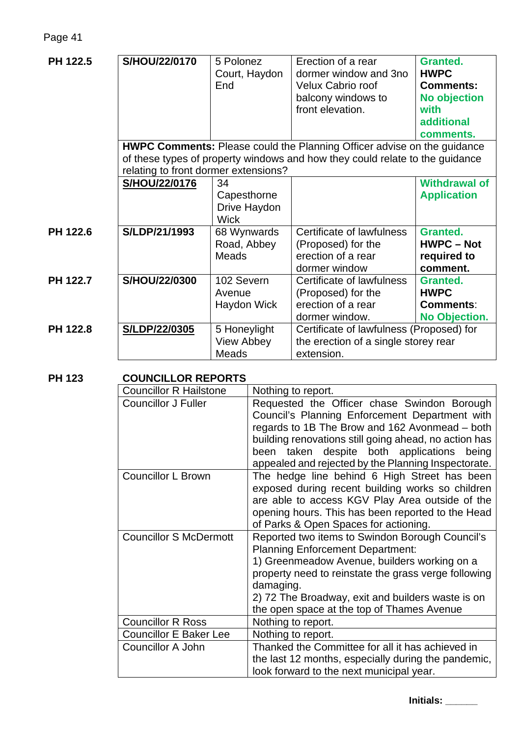| | | | | |
|---|---|---|---|---|
| **PH 122.5** | **S/HOU/22/0170** | 5 Polonez Court, Haydon End | Erection of a rear dormer window and 3no Velux Cabrio roof balcony windows to front elevation. | **Granted. HWPC Comments: No objection with additional comments.** |
| | **HWPC Comments:** Please could the Planning Officer advise on the guidance of these types of property windows and how they could relate to the guidance relating to front dormer extensions? | | | |
| | **S/HOU/22/0176** | 34 Capesthorne Drive Haydon Wick | | **Withdrawal of Application** |
| **PH 122.6** | **S/LDP/21/1993** | 68 Wynwards Road, Abbey Meads | Certificate of lawfulness (Proposed) for the erection of a rear dormer window | **Granted. HWPC – Not required to comment.** |
| **PH 122.7** | **S/HOU/22/0300** | 102 Severn Avenue Haydon Wick | Certificate of lawfulness (Proposed) for the erection of a rear dormer window. | **Granted. HWPC Comments: No Objection.** |
| **PH 122.8** | **S/LDP/22/0305** | 5 Honeylight View Abbey Meads | Certificate of lawfulness (Proposed) for the erection of a single storey rear extension. | |

**PH 123** **COUNCILLOR REPORTS**

| | |
|---|---|
| Councillor R Hailstone | Nothing to report. |
| Councillor J Fuller | Requested the Officer chase Swindon Borough Council's Planning Enforcement Department with regards to 1B The Brow and 162 Avonmead – both building renovations still going ahead, no action has been taken despite both applications being appealed and rejected by the Planning Inspectorate. |
| Councillor L Brown | The hedge line behind 6 High Street has been exposed during recent building works so children are able to access KGV Play Area outside of the opening hours. This has been reported to the Head of Parks & Open Spaces for actioning. |
| Councillor S McDermott | Reported two items to Swindon Borough Council's Planning Enforcement Department:<br>1) Greenmeadow Avenue, builders working on a property need to reinstate the grass verge following damaging.<br>2) 72 The Broadway, exit and builders waste is on the open space at the top of Thames Avenue |
| Councillor R Ross | Nothing to report. |
| Councillor E Baker Lee | Nothing to report. |
| Councillor A John | Thanked the Committee for all it has achieved in the last 12 months, especially during the pandemic, look forward to the next municipal year. |

**Initials: ______**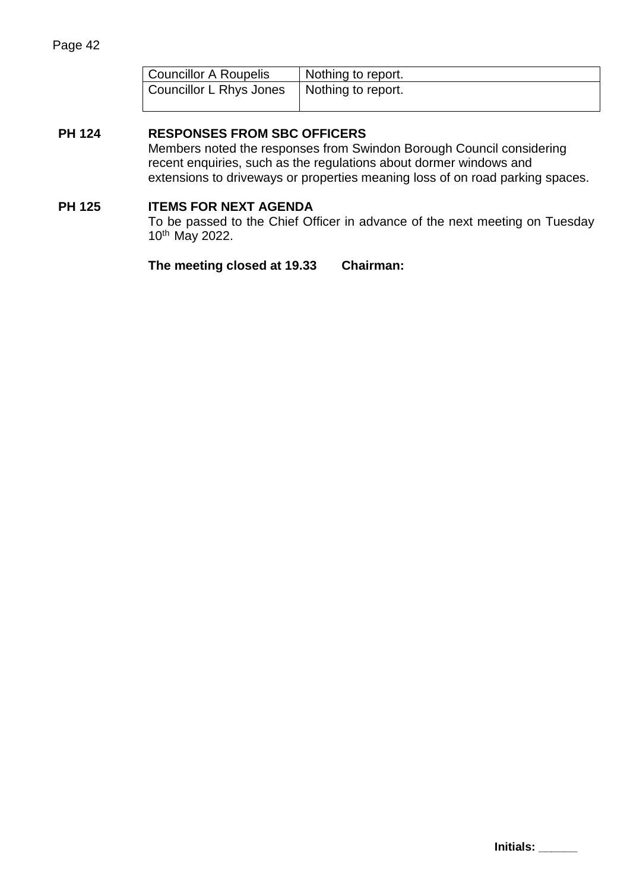| | |
|---|---|
| Councillor A Roupelis | Nothing to report. |
| Councillor L Rhys Jones | Nothing to report. |

**PH 124 RESPONSES FROM SBC OFFICERS**

Members noted the responses from Swindon Borough Council considering recent enquiries, such as the regulations about dormer windows and extensions to driveways or properties meaning loss of on road parking spaces.

**PH 125 ITEMS FOR NEXT AGENDA**

To be passed to the Chief Officer in advance of the next meeting on Tuesday 10th May 2022.

**The meeting closed at 19.33 Chairman:**

**Initials: ______**